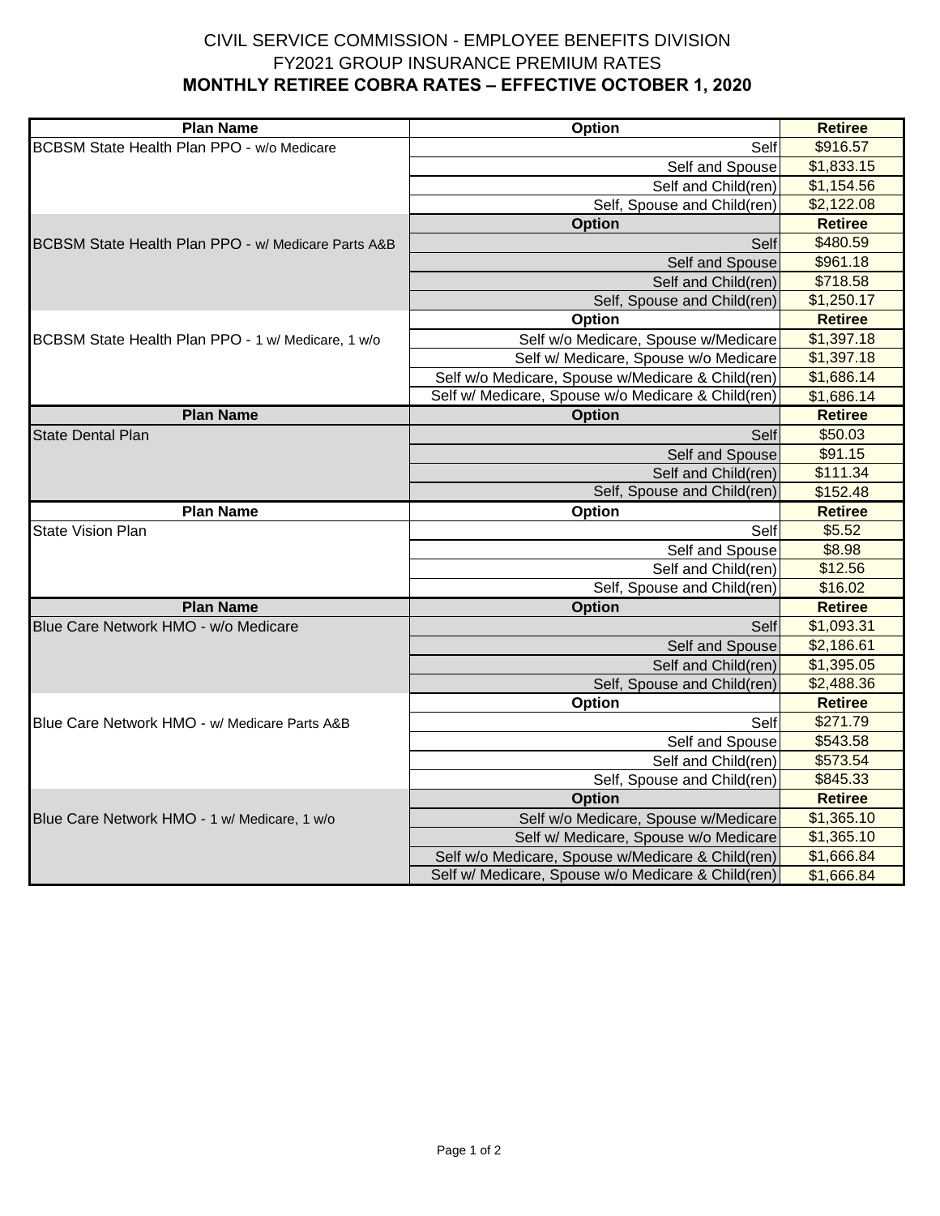# CIVIL SERVICE COMMISSION - EMPLOYEE BENEFITS DIVISION

## FY2021 GROUP INSURANCE PREMIUM RATES

## MONTHLY RETIREE COBRA RATES – EFFECTIVE OCTOBER 1, 2020

| Plan Name | Option | Retiree |
|---|---|---|
| BCBSM State Health Plan PPO - w/o Medicare | Self | $916.57 |
| | Self and Spouse | $1,833.15 |
| | Self and Child(ren) | $1,154.56 |
| | Self, Spouse and Child(ren) | $2,122.08 |
| BCBSM State Health Plan PPO - w/ Medicare Parts A&B | **Option** | **Retiree** |
| | Self | $480.59 |
| | Self and Spouse | $961.18 |
| | Self and Child(ren) | $718.58 |
| | Self, Spouse and Child(ren) | $1,250.17 |
| BCBSM State Health Plan PPO - 1 w/ Medicare, 1 w/o | **Option** | **Retiree** |
| | Self w/o Medicare, Spouse w/Medicare | $1,397.18 |
| | Self w/ Medicare, Spouse w/o Medicare | $1,397.18 |
| | Self w/o Medicare, Spouse w/Medicare & Child(ren) | $1,686.14 |
| | Self w/ Medicare, Spouse w/o Medicare & Child(ren) | $1,686.14 |
| **Plan Name** | **Option** | **Retiree** |
| State Dental Plan | Self | $50.03 |
| | Self and Spouse | $91.15 |
| | Self and Child(ren) | $111.34 |
| | Self, Spouse and Child(ren) | $152.48 |
| **Plan Name** | **Option** | **Retiree** |
| State Vision Plan | Self | $5.52 |
| | Self and Spouse | $8.98 |
| | Self and Child(ren) | $12.56 |
| | Self, Spouse and Child(ren) | $16.02 |
| **Plan Name** | **Option** | **Retiree** |
| Blue Care Network HMO - w/o Medicare | Self | $1,093.31 |
| | Self and Spouse | $2,186.61 |
| | Self and Child(ren) | $1,395.05 |
| | Self, Spouse and Child(ren) | $2,488.36 |
| Blue Care Network HMO - w/ Medicare Parts A&B | **Option** | **Retiree** |
| | Self | $271.79 |
| | Self and Spouse | $543.58 |
| | Self and Child(ren) | $573.54 |
| | Self, Spouse and Child(ren) | $845.33 |
| Blue Care Network HMO - 1 w/ Medicare, 1 w/o | **Option** | **Retiree** |
| | Self w/o Medicare, Spouse w/Medicare | $1,365.10 |
| | Self w/ Medicare, Spouse w/o Medicare | $1,365.10 |
| | Self w/o Medicare, Spouse w/Medicare & Child(ren) | $1,666.84 |
| | Self w/ Medicare, Spouse w/o Medicare & Child(ren) | $1,666.84 |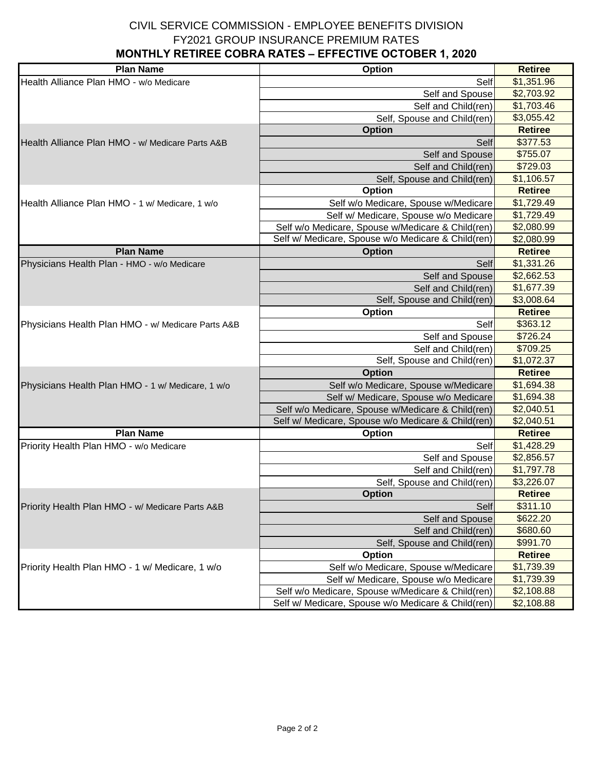# CIVIL SERVICE COMMISSION - EMPLOYEE BENEFITS DIVISION

## FY2021 GROUP INSURANCE PREMIUM RATES

### MONTHLY RETIREE COBRA RATES – EFFECTIVE OCTOBER 1, 2020

| Plan Name | Option | Retiree |
|---|---|---|
| Health Alliance Plan HMO - w/o Medicare | Self | $1,351.96 |
| | Self and Spouse | $2,703.92 |
| | Self and Child(ren) | $1,703.46 |
| | Self, Spouse and Child(ren) | $3,055.42 |
| Health Alliance Plan HMO - w/ Medicare Parts A&B | **Option** | **Retiree** |
| | Self | $377.53 |
| | Self and Spouse | $755.07 |
| | Self and Child(ren) | $729.03 |
| | Self, Spouse and Child(ren) | $1,106.57 |
| Health Alliance Plan HMO - 1 w/ Medicare, 1 w/o | **Option** | **Retiree** |
| | Self w/o Medicare, Spouse w/Medicare | $1,729.49 |
| | Self w/ Medicare, Spouse w/o Medicare | $1,729.49 |
| | Self w/o Medicare, Spouse w/Medicare & Child(ren) | $2,080.99 |
| | Self w/ Medicare, Spouse w/o Medicare & Child(ren) | $2,080.99 |
| **Plan Name** | **Option** | **Retiree** |
| Physicians Health Plan - HMO - w/o Medicare | Self | $1,331.26 |
| | Self and Spouse | $2,662.53 |
| | Self and Child(ren) | $1,677.39 |
| | Self, Spouse and Child(ren) | $3,008.64 |
| Physicians Health Plan HMO - w/ Medicare Parts A&B | **Option** | **Retiree** |
| | Self | $363.12 |
| | Self and Spouse | $726.24 |
| | Self and Child(ren) | $709.25 |
| | Self, Spouse and Child(ren) | $1,072.37 |
| Physicians Health Plan HMO - 1 w/ Medicare, 1 w/o | **Option** | **Retiree** |
| | Self w/o Medicare, Spouse w/Medicare | $1,694.38 |
| | Self w/ Medicare, Spouse w/o Medicare | $1,694.38 |
| | Self w/o Medicare, Spouse w/Medicare & Child(ren) | $2,040.51 |
| | Self w/ Medicare, Spouse w/o Medicare & Child(ren) | $2,040.51 |
| **Plan Name** | **Option** | **Retiree** |
| Priority Health Plan HMO - w/o Medicare | Self | $1,428.29 |
| | Self and Spouse | $2,856.57 |
| | Self and Child(ren) | $1,797.78 |
| | Self, Spouse and Child(ren) | $3,226.07 |
| Priority Health Plan HMO - w/ Medicare Parts A&B | **Option** | **Retiree** |
| | Self | $311.10 |
| | Self and Spouse | $622.20 |
| | Self and Child(ren) | $680.60 |
| | Self, Spouse and Child(ren) | $991.70 |
| Priority Health Plan HMO - 1 w/ Medicare, 1 w/o | **Option** | **Retiree** |
| | Self w/o Medicare, Spouse w/Medicare | $1,739.39 |
| | Self w/ Medicare, Spouse w/o Medicare | $1,739.39 |
| | Self w/o Medicare, Spouse w/Medicare & Child(ren) | $2,108.88 |
| | Self w/ Medicare, Spouse w/o Medicare & Child(ren) | $2,108.88 |